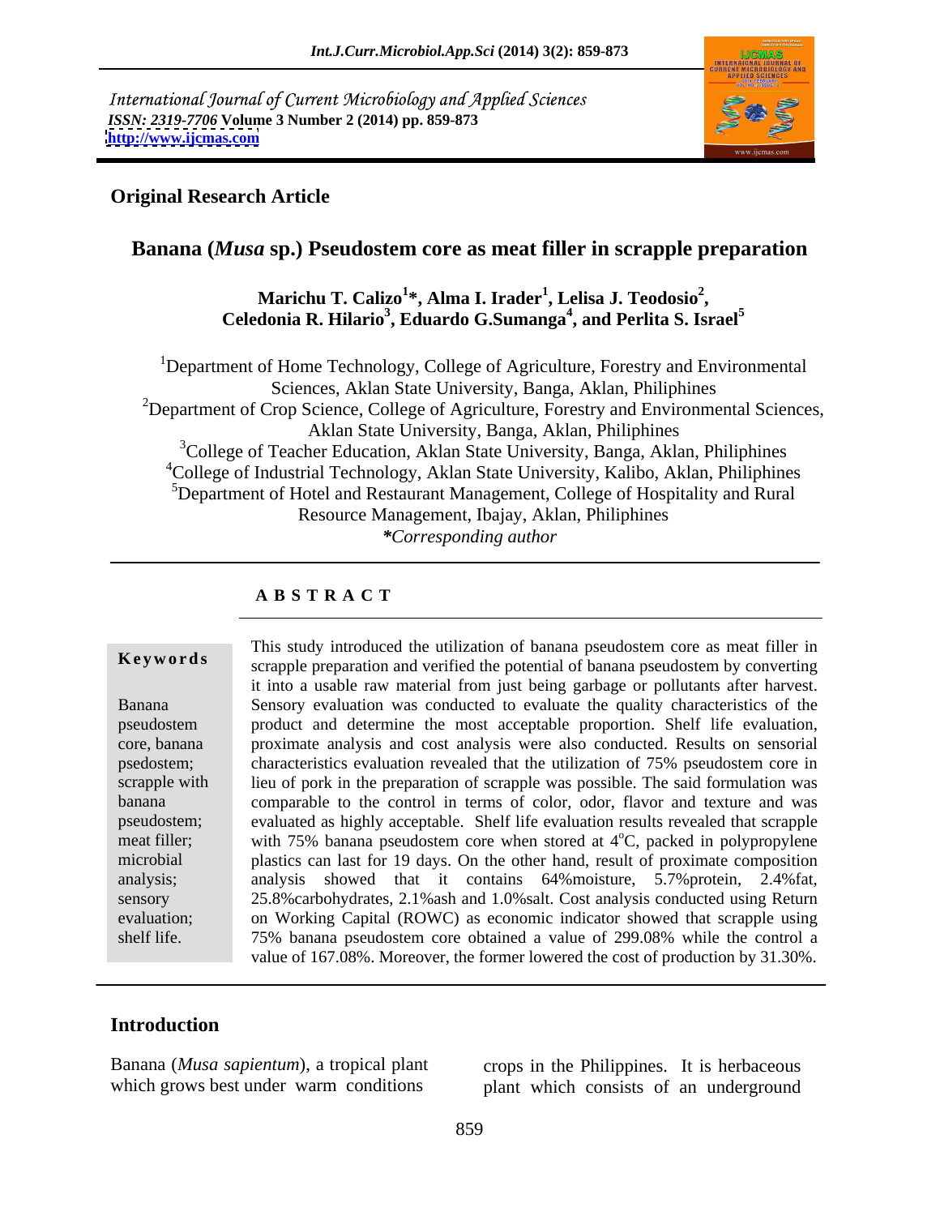International Journal of Current Microbiology and Applied Sciences
*ISSN: 2319-7706* **Volume 3 Number 2 (2014) pp. 859-873**
**http://www.ijcmas.com**

**Original Research Article**

# Banana (*Musa* sp.) Pseudostem core as meat filler in scrapple preparation

**Marichu T. Calizo[1]\*, Alma I. Irader[1], Lelisa J. Teodosio[2], Celedonia R. Hilario[3], Eduardo G.Sumanga[4], and Perlita S. Israel[5]**

[1]Department of Home Technology, College of Agriculture, Forestry and Environmental Sciences, Aklan State University, Banga, Aklan, Philiphines
[2]Department of Crop Science, College of Agriculture, Forestry and Environmental Sciences, Aklan State University, Banga, Aklan, Philiphines
[3]College of Teacher Education, Aklan State University, Banga, Aklan, Philiphines
[4]College of Industrial Technology, Aklan State University, Kalibo, Aklan, Philiphines
[5]Department of Hotel and Restaurant Management, College of Hospitality and Rural Resource Management, Ibajay, Aklan, Philiphines
*\*Corresponding author*

**A B S T R A C T**

**Keywords**

Banana pseudostem core, banana psedostem; scrapple with banana pseudostem; meat filler; microbial analysis; sensory evaluation; shelf life.

This study introduced the utilization of banana pseudostem core as meat filler in scrapple preparation and verified the potential of banana pseudostem by converting it into a usable raw material from just being garbage or pollutants after harvest. Sensory evaluation was conducted to evaluate the quality characteristics of the product and determine the most acceptable proportion. Shelf life evaluation, proximate analysis and cost analysis were also conducted. Results on sensorial characteristics evaluation revealed that the utilization of 75% pseudostem core in lieu of pork in the preparation of scrapple was possible. The said formulation was comparable to the control in terms of color, odor, flavor and texture and was evaluated as highly acceptable. Shelf life evaluation results revealed that scrapple with 75% banana pseudostem core when stored at 4$^{o}$C, packed in polypropylene plastics can last for 19 days. On the other hand, result of proximate composition analysis showed that it contains 64%moisture, 5.7%protein, 2.4%fat, 25.8%carbohydrates, 2.1%ash and 1.0%salt. Cost analysis conducted using Return on Working Capital (ROWC) as economic indicator showed that scrapple using 75% banana pseudostem core obtained a value of 299.08% while the control a value of 167.08%. Moreover, the former lowered the cost of production by 31.30%.

## Introduction

Banana (*Musa sapientum*), a tropical plant which grows best under warm conditions crops in the Philippines. It is herbaceous plant which consists of an underground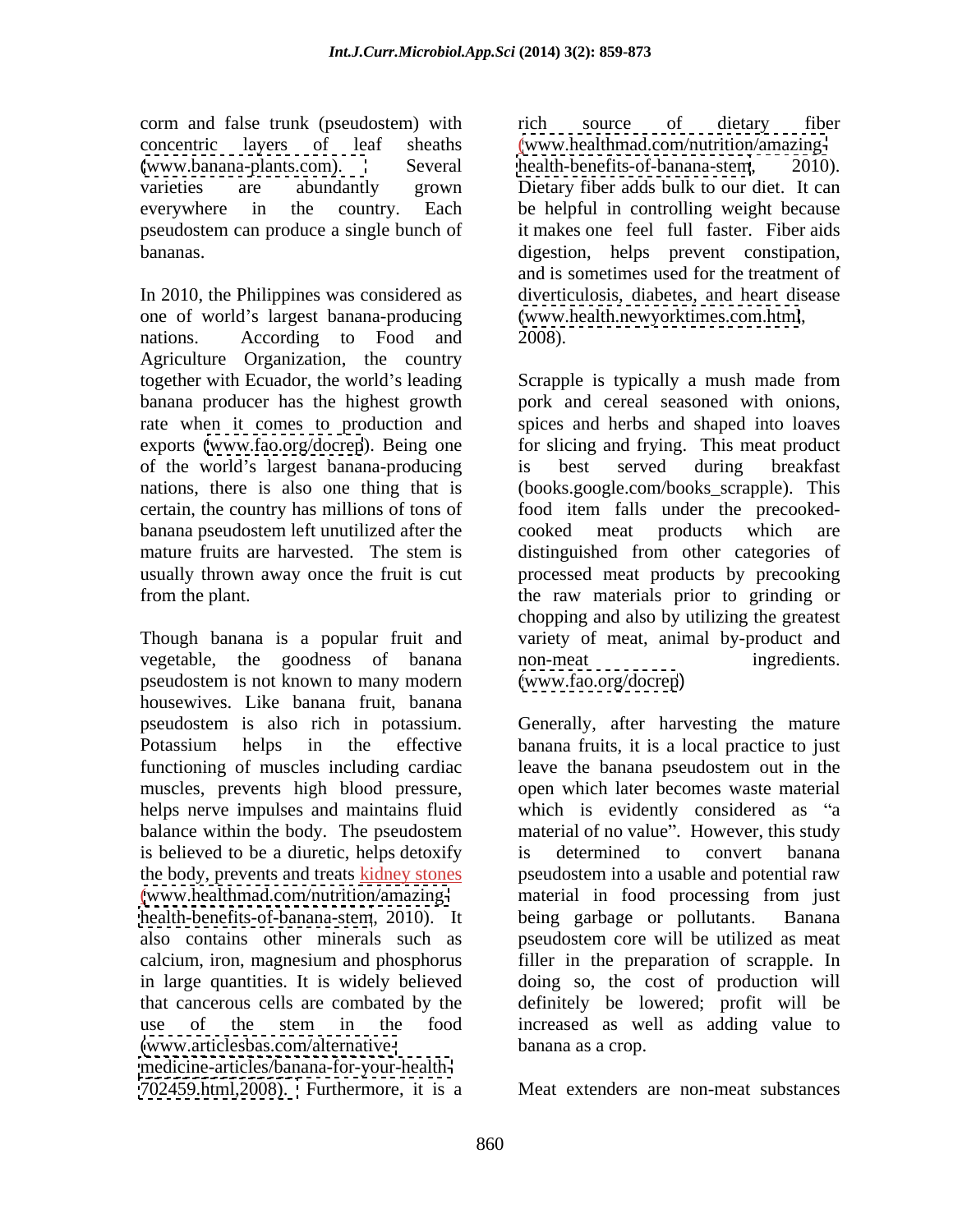corm and false trunk (pseudostem) with concentric layers of leaf sheaths (www.banana-plants.com). Several varieties are abundantly grown everywhere in the country. Each pseudostem can produce a single bunch of bananas.

In 2010, the Philippines was considered as one of world's largest banana-producing nations. According to Food and Agriculture Organization, the country together with Ecuador, the world's leading banana producer has the highest growth rate when it comes to production and exports (www.fao.org/docrep). Being one of the world's largest banana-producing nations, there is also one thing that is certain, the country has millions of tons of banana pseudostem left unutilized after the mature fruits are harvested. The stem is usually thrown away once the fruit is cut from the plant.

Though banana is a popular fruit and vegetable, the goodness of banana pseudostem is not known to many modern housewives. Like banana fruit, banana pseudostem is also rich in potassium. Potassium helps in the effective functioning of muscles including cardiac muscles, prevents high blood pressure, helps nerve impulses and maintains fluid balance within the body. The pseudostem is believed to be a diuretic, helps detoxify the body, prevents and treats kidney stones (www.healthmad.com/nutrition/amazing-health-benefits-of-banana-stem, 2010). It also contains other minerals such as calcium, iron, magnesium and phosphorus in large quantities. It is widely believed that cancerous cells are combated by the use of the stem in the food (www.articlesbas.com/alternative-medicine-articles/banana-for-your-health-702459.html,2008). Furthermore, it is a rich source of dietary fiber (www.healthmad.com/nutrition/amazing-health-benefits-of-banana-stem, 2010). Dietary fiber adds bulk to our diet. It can be helpful in controlling weight because it makes one feel full faster. Fiber aids digestion, helps prevent constipation, and is sometimes used for the treatment of diverticulosis, diabetes, and heart disease (www.health.newyorktimes.com.html, 2008).

Scrapple is typically a mush made from pork and cereal seasoned with onions, spices and herbs and shaped into loaves for slicing and frying. This meat product is best served during breakfast (books.google.com/books_scrapple). This food item falls under the precooked-cooked meat products which are distinguished from other categories of processed meat products by precooking the raw materials prior to grinding or chopping and also by utilizing the greatest variety of meat, animal by-product and non-meat ingredients. (www.fao.org/docrep)

Generally, after harvesting the mature banana fruits, it is a local practice to just leave the banana pseudostem out in the open which later becomes waste material which is evidently considered as "a material of no value". However, this study is determined to convert banana pseudostem into a usable and potential raw material in food processing from just being garbage or pollutants. Banana pseudostem core will be utilized as meat filler in the preparation of scrapple. In doing so, the cost of production will definitely be lowered; profit will be increased as well as adding value to banana as a crop.

Meat extenders are non-meat substances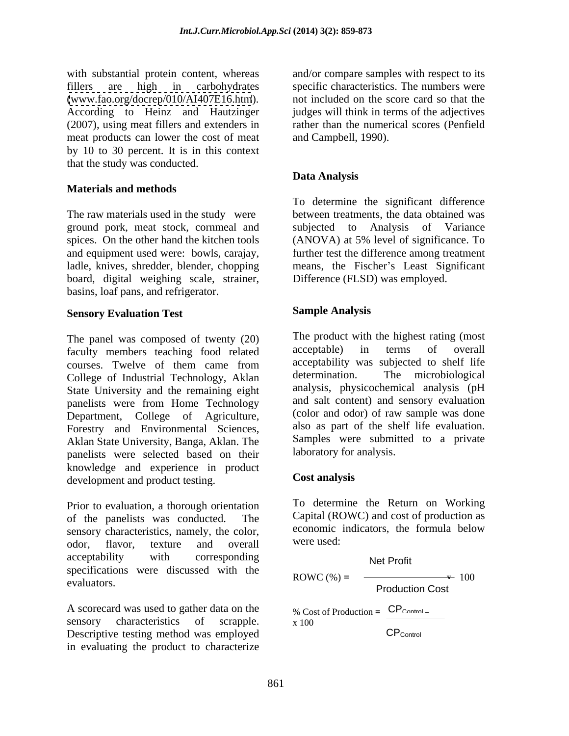with substantial protein content, whereas fillers are high in carbohydrates (www.fao.org/docrep/010/AI407E16.htm). According to Heinz and Hautzinger (2007), using meat fillers and extenders in meat products can lower the cost of meat by 10 to 30 percent. It is in this context that the study was conducted.

## Materials and methods

The raw materials used in the study were ground pork, meat stock, cornmeal and spices. On the other hand the kitchen tools and equipment used were: bowls, carajay, ladle, knives, shredder, blender, chopping board, digital weighing scale, strainer, basins, loaf pans, and refrigerator.

### Sensory Evaluation Test

The panel was composed of twenty (20) faculty members teaching food related courses. Twelve of them came from College of Industrial Technology, Aklan State University and the remaining eight panelists were from Home Technology Department, College of Agriculture, Forestry and Environmental Sciences, Aklan State University, Banga, Aklan. The panelists were selected based on their knowledge and experience in product development and product testing.

Prior to evaluation, a thorough orientation of the panelists was conducted. The sensory characteristics, namely, the color, odor, flavor, texture and overall acceptability with corresponding specifications were discussed with the evaluators.

A scorecard was used to gather data on the sensory characteristics of scrapple. Descriptive testing method was employed in evaluating the product to characterize and/or compare samples with respect to its specific characteristics. The numbers were not included on the score card so that the judges will think in terms of the adjectives rather than the numerical scores (Penfield and Campbell, 1990).

### Data Analysis

To determine the significant difference between treatments, the data obtained was subjected to Analysis of Variance (ANOVA) at 5% level of significance. To further test the difference among treatment means, the Fischer's Least Significant Difference (FLSD) was employed.

### Sample Analysis

The product with the highest rating (most acceptable) in terms of overall acceptability was subjected to shelf life determination. The microbiological analysis, physicochemical analysis (pH and salt content) and sensory evaluation (color and odor) of raw sample was done also as part of the shelf life evaluation. Samples were submitted to a private laboratory for analysis.

### Cost analysis

To determine the Return on Working Capital (ROWC) and cost of production as economic indicators, the formula below were used:

$$\text{ROWC (\%)} = \frac{\text{Net Profit}}{\text{Production Cost}} \times 100$$

$$\text{\% Cost of Production} = \frac{CP_{Control} - }{CP_{Control}} \times 100$$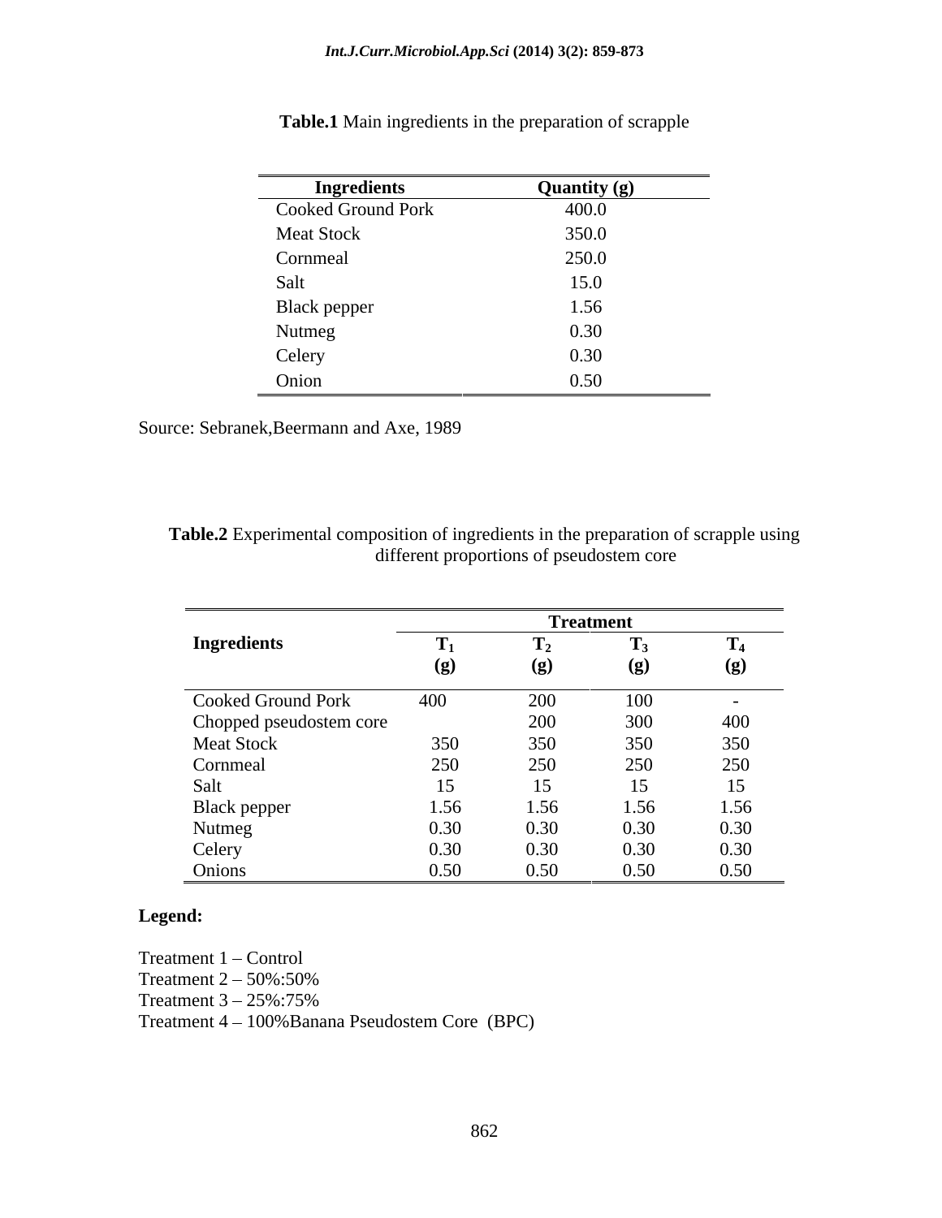**Table.1** Main ingredients in the preparation of scrapple

| Ingredients | Quantity (g) |
|---|---|
| Cooked Ground Pork | 400.0 |
| Meat Stock | 350.0 |
| Cornmeal | 250.0 |
| Salt | 15.0 |
| Black pepper | 1.56 |
| Nutmeg | 0.30 |
| Celery | 0.30 |
| Onion | 0.50 |

Source: Sebranek,Beermann and Axe, 1989

**Table.2** Experimental composition of ingredients in the preparation of scrapple using different proportions of pseudostem core

| Ingredients | Treatment | | | |
|---|---|---|---|---|
| | $T_1$ (g) | $T_2$ (g) | $T_3$ (g) | $T_4$ (g) |
| Cooked Ground Pork | 400 | 200 | 100 | - |
| Chopped pseudostem core | | 200 | 300 | 400 |
| Meat Stock | 350 | 350 | 350 | 350 |
| Cornmeal | 250 | 250 | 250 | 250 |
| Salt | 15 | 15 | 15 | 15 |
| Black pepper | 1.56 | 1.56 | 1.56 | 1.56 |
| Nutmeg | 0.30 | 0.30 | 0.30 | 0.30 |
| Celery | 0.30 | 0.30 | 0.30 | 0.30 |
| Onions | 0.50 | 0.50 | 0.50 | 0.50 |

**Legend:**

Treatment 1 – Control
Treatment 2 – 50%:50%
Treatment 3 – 25%:75%
Treatment 4 – 100%Banana Pseudostem Core (BPC)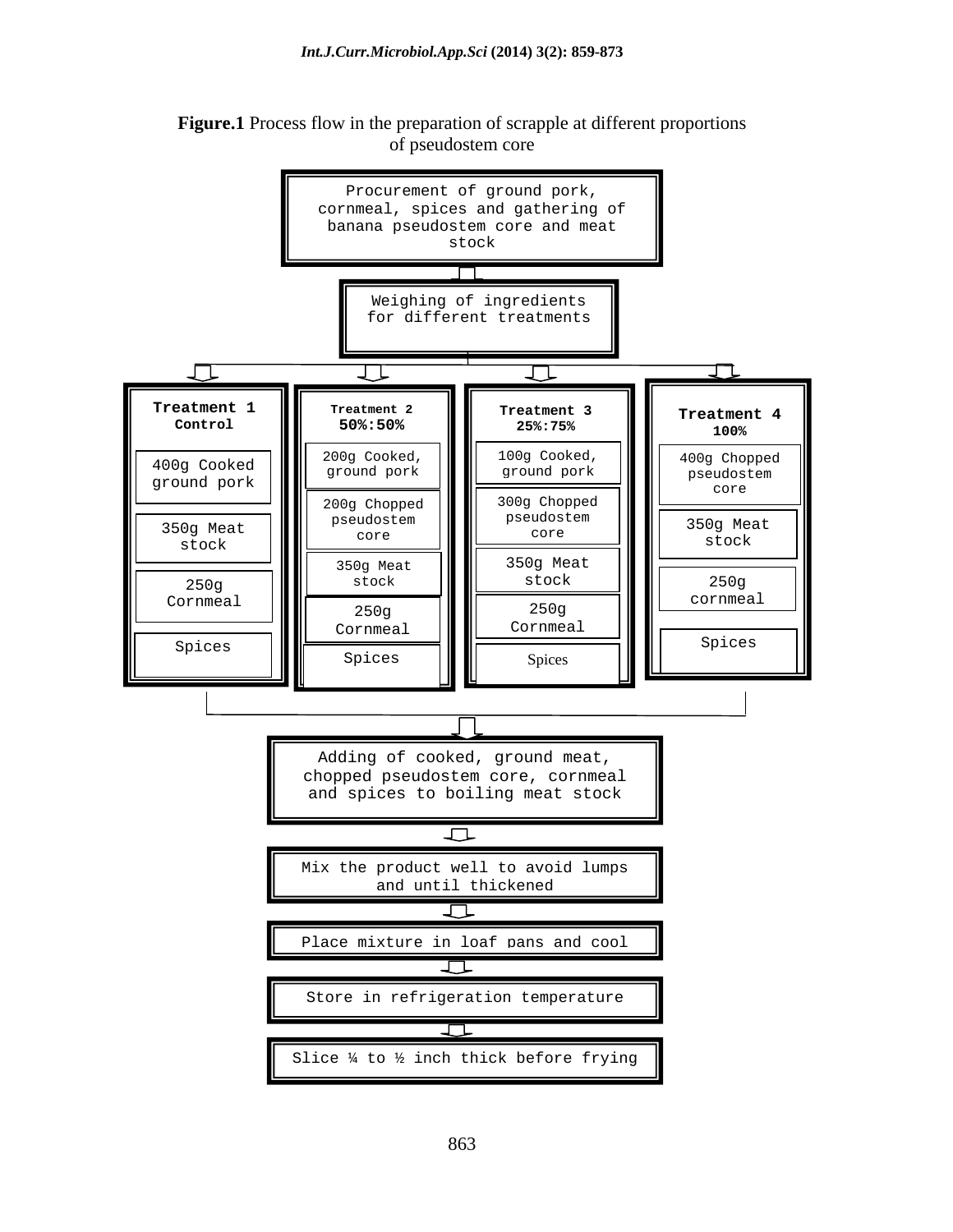**Figure.1** Process flow in the preparation of scrapple at different proportions of pseudostem core

Procurement of ground pork, cornmeal, spices and gathering of banana pseudostem core and meat stock

↓

Weighing of ingredients for different treatments

↓

| Treatment 1 Control | Treatment 2 50%:50% | Treatment 3 25%:75% | Treatment 4 100% |
|---|---|---|---|
| 400g Cooked ground pork | 200g Cooked, ground pork | 100g Cooked, ground pork | 400g Chopped pseudostem core |
| 350g Meat stock | 200g Chopped pseudostem core | 300g Chopped pseudostem core | 350g Meat stock |
| 250g Cornmeal | 350g Meat stock | 350g Meat stock | 250g cornmeal |
| Spices | 250g Cornmeal | 250g Cornmeal | Spices |
| | Spices | Spices | |

↓

Adding of cooked, ground meat, chopped pseudostem core, cornmeal and spices to boiling meat stock

↓

Mix the product well to avoid lumps and until thickened

↓

Place mixture in loaf pans and cool

↓

Store in refrigeration temperature

↓

Slice ¼ to ½ inch thick before frying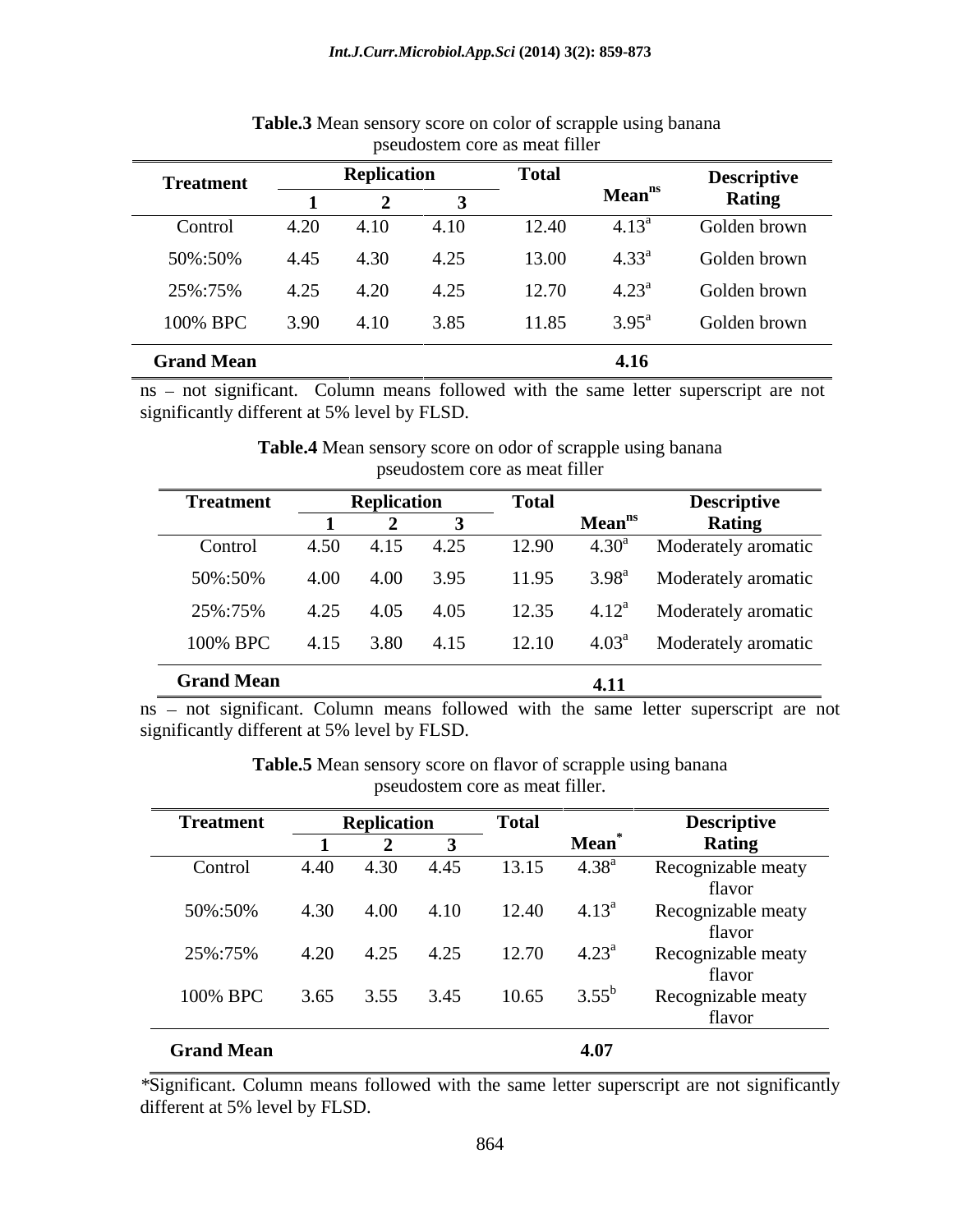**Table.3** Mean sensory score on color of scrapple using banana pseudostem core as meat filler

| Treatment | Replication | | | Total | Mean$^{ns}$ | Descriptive Rating |
|---|---|---|---|---|---|---|
| | 1 | 2 | 3 | | | |
| Control | 4.20 | 4.10 | 4.10 | 12.40 | 4.13$^{a}$ | Golden brown |
| 50%:50% | 4.45 | 4.30 | 4.25 | 13.00 | 4.33$^{a}$ | Golden brown |
| 25%:75% | 4.25 | 4.20 | 4.25 | 12.70 | 4.23$^{a}$ | Golden brown |
| 100% BPC | 3.90 | 4.10 | 3.85 | 11.85 | 3.95$^{a}$ | Golden brown |
| **Grand Mean** | | | | | **4.16** | |

ns – not significant. Column means followed with the same letter superscript are not significantly different at 5% level by FLSD.

**Table.4** Mean sensory score on odor of scrapple using banana pseudostem core as meat filler

| Treatment | Replication | | | Total | Mean$^{ns}$ | Descriptive Rating |
|---|---|---|---|---|---|---|
| | 1 | 2 | 3 | | | |
| Control | 4.50 | 4.15 | 4.25 | 12.90 | 4.30$^{a}$ | Moderately aromatic |
| 50%:50% | 4.00 | 4.00 | 3.95 | 11.95 | 3.98$^{a}$ | Moderately aromatic |
| 25%:75% | 4.25 | 4.05 | 4.05 | 12.35 | 4.12$^{a}$ | Moderately aromatic |
| 100% BPC | 4.15 | 3.80 | 4.15 | 12.10 | 4.03$^{a}$ | Moderately aromatic |
| **Grand Mean** | | | | | **4.11** | |

ns – not significant. Column means followed with the same letter superscript are not significantly different at 5% level by FLSD.

**Table.5** Mean sensory score on flavor of scrapple using banana pseudostem core as meat filler.

| Treatment | Replication | | | Total | Mean$^{*}$ | Descriptive Rating |
|---|---|---|---|---|---|---|
| | 1 | 2 | 3 | | | |
| Control | 4.40 | 4.30 | 4.45 | 13.15 | 4.38$^{a}$ | Recognizable meaty flavor |
| 50%:50% | 4.30 | 4.00 | 4.10 | 12.40 | 4.13$^{a}$ | Recognizable meaty flavor |
| 25%:75% | 4.20 | 4.25 | 4.25 | 12.70 | 4.23$^{a}$ | Recognizable meaty flavor |
| 100% BPC | 3.65 | 3.55 | 3.45 | 10.65 | 3.55$^{b}$ | Recognizable meaty flavor |
| **Grand Mean** | | | | | **4.07** | |

*Significant. Column means followed with the same letter superscript are not significantly different at 5% level by FLSD.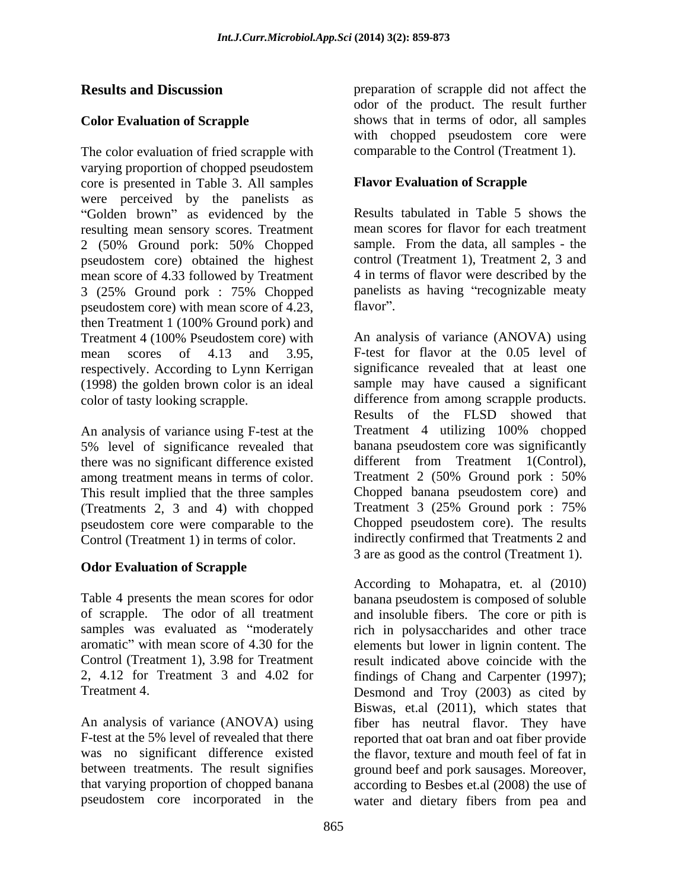## Results and Discussion

### Color Evaluation of Scrapple

The color evaluation of fried scrapple with varying proportion of chopped pseudostem core is presented in Table 3. All samples were perceived by the panelists as "Golden brown" as evidenced by the resulting mean sensory scores. Treatment 2 (50% Ground pork: 50% Chopped pseudostem core) obtained the highest mean score of 4.33 followed by Treatment 3 (25% Ground pork : 75% Chopped pseudostem core) with mean score of 4.23, then Treatment 1 (100% Ground pork) and Treatment 4 (100% Pseudostem core) with mean scores of 4.13 and 3.95, respectively. According to Lynn Kerrigan (1998) the golden brown color is an ideal color of tasty looking scrapple.

An analysis of variance using F-test at the 5% level of significance revealed that there was no significant difference existed among treatment means in terms of color. This result implied that the three samples (Treatments 2, 3 and 4) with chopped pseudostem core were comparable to the Control (Treatment 1) in terms of color.

### Odor Evaluation of Scrapple

Table 4 presents the mean scores for odor of scrapple. The odor of all treatment samples was evaluated as "moderately aromatic" with mean score of 4.30 for the Control (Treatment 1), 3.98 for Treatment 2, 4.12 for Treatment 3 and 4.02 for Treatment 4.

An analysis of variance (ANOVA) using F-test at the 5% level of revealed that there was no significant difference existed between treatments. The result signifies that varying proportion of chopped banana pseudostem core incorporated in the preparation of scrapple did not affect the odor of the product. The result further shows that in terms of odor, all samples with chopped pseudostem core were comparable to the Control (Treatment 1).

### Flavor Evaluation of Scrapple

Results tabulated in Table 5 shows the mean scores for flavor for each treatment sample. From the data, all samples - the control (Treatment 1), Treatment 2, 3 and 4 in terms of flavor were described by the panelists as having "recognizable meaty flavor".

An analysis of variance (ANOVA) using F-test for flavor at the 0.05 level of significance revealed that at least one sample may have caused a significant difference from among scrapple products. Results of the FLSD showed that Treatment 4 utilizing 100% chopped banana pseudostem core was significantly different from Treatment 1(Control), Treatment 2 (50% Ground pork : 50% Chopped banana pseudostem core) and Treatment 3 (25% Ground pork : 75% Chopped pseudostem core). The results indirectly confirmed that Treatments 2 and 3 are as good as the control (Treatment 1).

According to Mohapatra, et. al (2010) banana pseudostem is composed of soluble and insoluble fibers. The core or pith is rich in polysaccharides and other trace elements but lower in lignin content. The result indicated above coincide with the findings of Chang and Carpenter (1997); Desmond and Troy (2003) as cited by Biswas, et.al (2011), which states that fiber has neutral flavor. They have reported that oat bran and oat fiber provide the flavor, texture and mouth feel of fat in ground beef and pork sausages. Moreover, according to Besbes et.al (2008) the use of water and dietary fibers from pea and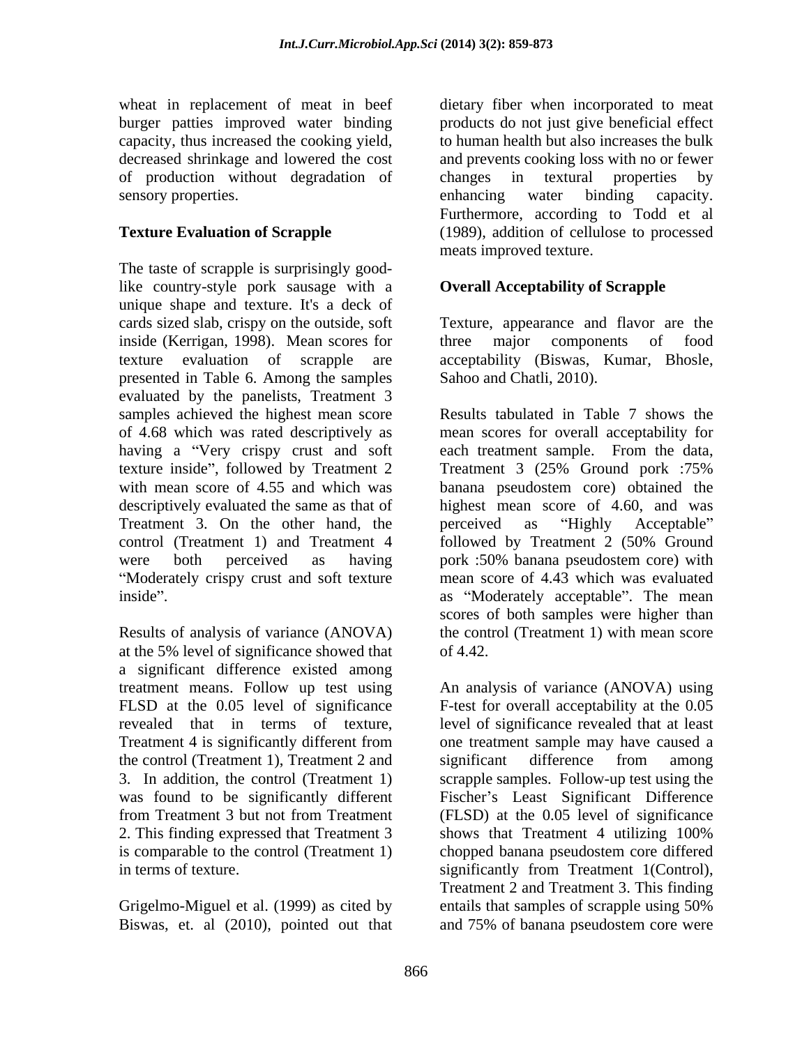wheat in replacement of meat in beef burger patties improved water binding capacity, thus increased the cooking yield, decreased shrinkage and lowered the cost of production without degradation of sensory properties.

**Texture Evaluation of Scrapple**

The taste of scrapple is surprisingly good-like country-style pork sausage with a unique shape and texture. It's a deck of cards sized slab, crispy on the outside, soft inside (Kerrigan, 1998). Mean scores for texture evaluation of scrapple are presented in Table 6. Among the samples evaluated by the panelists, Treatment 3 samples achieved the highest mean score of 4.68 which was rated descriptively as having a "Very crispy crust and soft texture inside", followed by Treatment 2 with mean score of 4.55 and which was descriptively evaluated the same as that of Treatment 3. On the other hand, the control (Treatment 1) and Treatment 4 were both perceived as having "Moderately crispy crust and soft texture inside".

Results of analysis of variance (ANOVA) at the 5% level of significance showed that a significant difference existed among treatment means. Follow up test using FLSD at the 0.05 level of significance revealed that in terms of texture, Treatment 4 is significantly different from the control (Treatment 1), Treatment 2 and 3. In addition, the control (Treatment 1) was found to be significantly different from Treatment 3 but not from Treatment 2. This finding expressed that Treatment 3 is comparable to the control (Treatment 1) in terms of texture.

Grigelmo-Miguel et al. (1999) as cited by Biswas, et. al (2010), pointed out that dietary fiber when incorporated to meat products do not just give beneficial effect to human health but also increases the bulk and prevents cooking loss with no or fewer changes in textural properties by enhancing water binding capacity. Furthermore, according to Todd et al (1989), addition of cellulose to processed meats improved texture.

**Overall Acceptability of Scrapple**

Texture, appearance and flavor are the three major components of food acceptability (Biswas, Kumar, Bhosle, Sahoo and Chatli, 2010).

Results tabulated in Table 7 shows the mean scores for overall acceptability for each treatment sample. From the data, Treatment 3 (25% Ground pork :75% banana pseudostem core) obtained the highest mean score of 4.60, and was perceived as "Highly Acceptable" followed by Treatment 2 (50% Ground pork :50% banana pseudostem core) with mean score of 4.43 which was evaluated as "Moderately acceptable". The mean scores of both samples were higher than the control (Treatment 1) with mean score of 4.42.

An analysis of variance (ANOVA) using F-test for overall acceptability at the 0.05 level of significance revealed that at least one treatment sample may have caused a significant difference from among scrapple samples. Follow-up test using the Fischer's Least Significant Difference (FLSD) at the 0.05 level of significance shows that Treatment 4 utilizing 100% chopped banana pseudostem core differed significantly from Treatment 1(Control), Treatment 2 and Treatment 3. This finding entails that samples of scrapple using 50% and 75% of banana pseudostem core were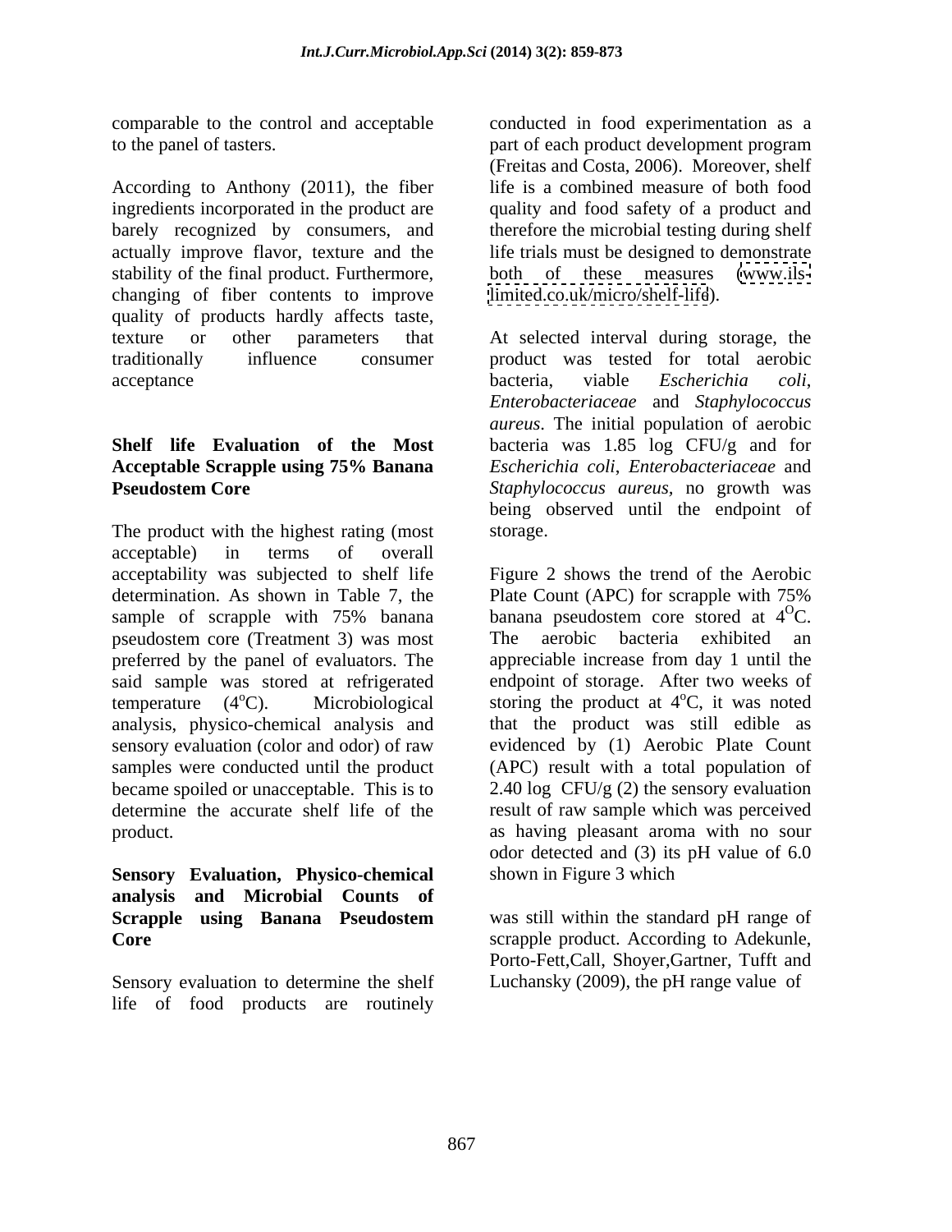comparable to the control and acceptable to the panel of tasters.

According to Anthony (2011), the fiber ingredients incorporated in the product are barely recognized by consumers, and actually improve flavor, texture and the stability of the final product. Furthermore, changing of fiber contents to improve quality of products hardly affects taste, texture or other parameters that traditionally influence consumer acceptance

**Shelf life Evaluation of the Most Acceptable Scrapple using 75% Banana Pseudostem Core**

The product with the highest rating (most acceptable) in terms of overall acceptability was subjected to shelf life determination. As shown in Table 7, the sample of scrapple with 75% banana pseudostem core (Treatment 3) was most preferred by the panel of evaluators. The said sample was stored at refrigerated temperature (4$^{o}$C). Microbiological analysis, physico-chemical analysis and sensory evaluation (color and odor) of raw samples were conducted until the product became spoiled or unacceptable. This is to determine the accurate shelf life of the product.

**Sensory Evaluation, Physico-chemical analysis and Microbial Counts of Scrapple using Banana Pseudostem Core**

Sensory evaluation to determine the shelf life of food products are routinely conducted in food experimentation as a part of each product development program (Freitas and Costa, 2006). Moreover, shelf life is a combined measure of both food quality and food safety of a product and therefore the microbial testing during shelf life trials must be designed to demonstrate both of these measures (www.ils-limited.co.uk/micro/shelf-life).

At selected interval during storage, the product was tested for total aerobic bacteria, viable *Escherichia coli*, *Enterobacteriaceae* and *Staphylococcus aureus*. The initial population of aerobic bacteria was 1.85 log CFU/g and for *Escherichia coli*, *Enterobacteriaceae* and *Staphylococcus aureus*, no growth was being observed until the endpoint of storage.

Figure 2 shows the trend of the Aerobic Plate Count (APC) for scrapple with 75% banana pseudostem core stored at 4$^{O}$C. The aerobic bacteria exhibited an appreciable increase from day 1 until the endpoint of storage. After two weeks of storing the product at 4$^{o}$C, it was noted that the product was still edible as evidenced by (1) Aerobic Plate Count (APC) result with a total population of 2.40 log CFU/g (2) the sensory evaluation result of raw sample which was perceived as having pleasant aroma with no sour odor detected and (3) its pH value of 6.0 shown in Figure 3 which

was still within the standard pH range of scrapple product. According to Adekunle, Porto-Fett,Call, Shoyer,Gartner, Tufft and Luchansky (2009), the pH range value of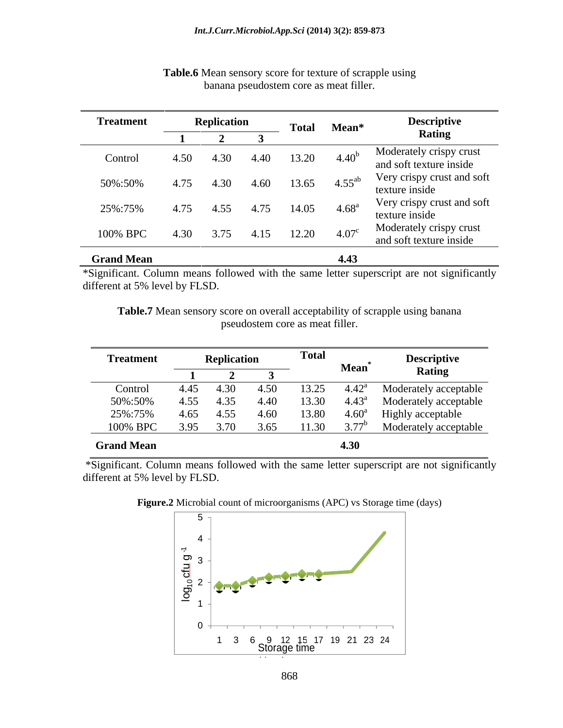**Table.6** Mean sensory score for texture of scrapple using banana pseudostem core as meat filler.

| Treatment | Replication | | | Total | Mean* | Descriptive Rating |
|---|---|---|---|---|---|---|
| | 1 | 2 | 3 | | | |
| Control | 4.50 | 4.30 | 4.40 | 13.20 | $4.40^{b}$ | Moderately crispy crust and soft texture inside |
| 50%:50% | 4.75 | 4.30 | 4.60 | 13.65 | $4.55^{ab}$ | Very crispy crust and soft texture inside |
| 25%:75% | 4.75 | 4.55 | 4.75 | 14.05 | $4.68^{a}$ | Very crispy crust and soft texture inside |
| 100% BPC | 4.30 | 3.75 | 4.15 | 12.20 | $4.07^{c}$ | Moderately crispy crust and soft texture inside |
| **Grand Mean** | | | | | **4.43** | |

*Significant. Column means followed with the same letter superscript are not significantly different at 5% level by FLSD.

**Table.7** Mean sensory score on overall acceptability of scrapple using banana pseudostem core as meat filler.

| Treatment | Replication | | | Total | Mean* | Descriptive Rating |
|---|---|---|---|---|---|---|
| | 1 | 2 | 3 | | | |
| Control | 4.45 | 4.30 | 4.50 | 13.25 | $4.42^{a}$ | Moderately acceptable |
| 50%:50% | 4.55 | 4.35 | 4.40 | 13.30 | $4.43^{a}$ | Moderately acceptable |
| 25%:75% | 4.65 | 4.55 | 4.60 | 13.80 | $4.60^{a}$ | Highly acceptable |
| 100% BPC | 3.95 | 3.70 | 3.65 | 11.30 | $3.77^{b}$ | Moderately acceptable |
| **Grand Mean** | | | | | **4.30** | |

*Significant. Column means followed with the same letter superscript are not significantly different at 5% level by FLSD.

**Figure.2** Microbial count of microorganisms (APC) vs Storage time (days)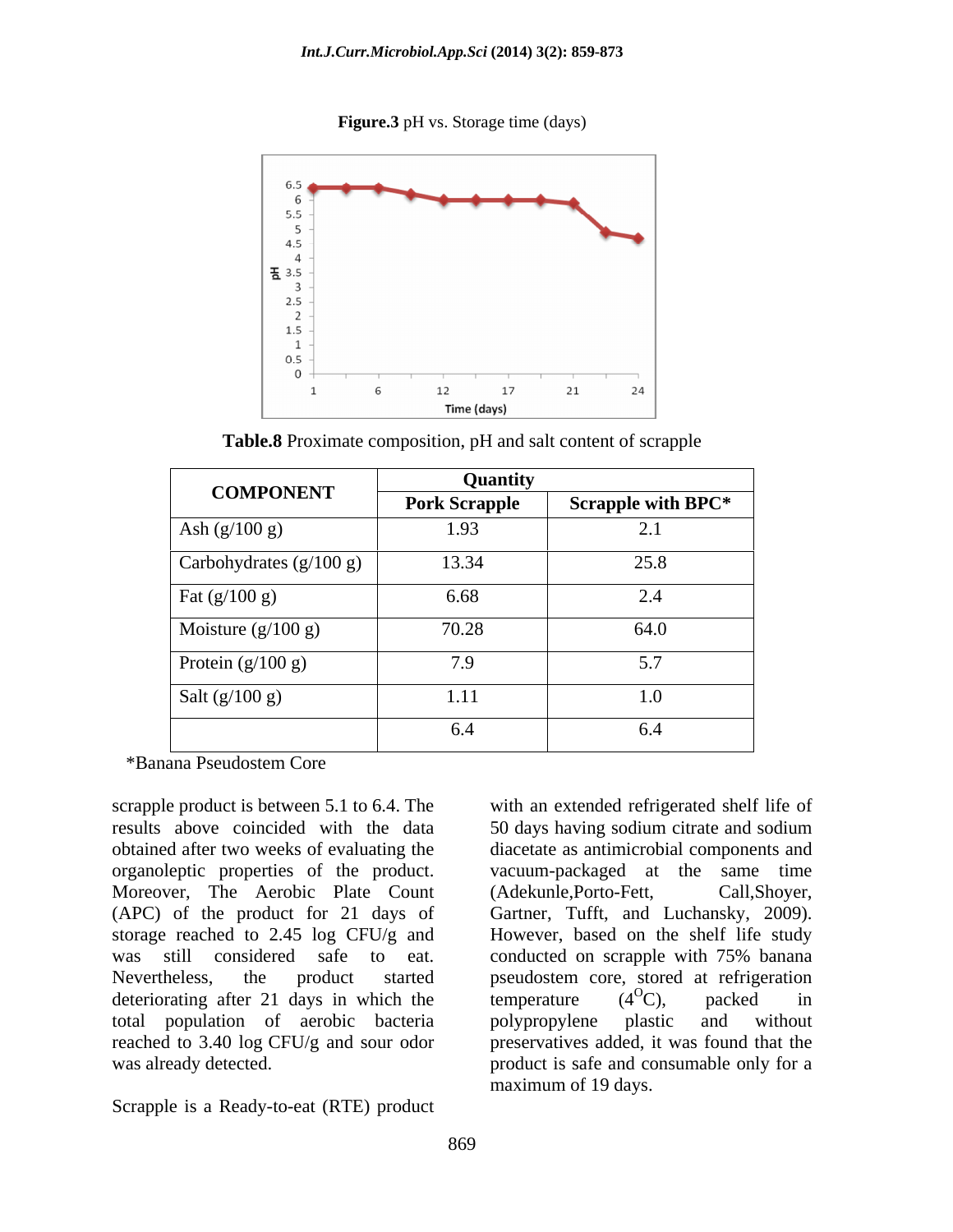**Figure.3** pH vs. Storage time (days)

**Table.8** Proximate composition, pH and salt content of scrapple

| COMPONENT | Quantity | |
|---|---|---|
| | Pork Scrapple | Scrapple with BPC* |
| Ash (g/100 g) | 1.93 | 2.1 |
| Carbohydrates (g/100 g) | 13.34 | 25.8 |
| Fat (g/100 g) | 6.68 | 2.4 |
| Moisture (g/100 g) | 70.28 | 64.0 |
| Protein (g/100 g) | 7.9 | 5.7 |
| Salt (g/100 g) | 1.11 | 1.0 |
| | 6.4 | 6.4 |

*Banana Pseudostem Core

scrapple product is between 5.1 to 6.4. The results above coincided with the data obtained after two weeks of evaluating the organoleptic properties of the product. Moreover, The Aerobic Plate Count (APC) of the product for 21 days of storage reached to 2.45 log CFU/g and was still considered safe to eat. Nevertheless, the product started deteriorating after 21 days in which the total population of aerobic bacteria reached to 3.40 log CFU/g and sour odor was already detected.

Scrapple is a Ready-to-eat (RTE) product with an extended refrigerated shelf life of 50 days having sodium citrate and sodium diacetate as antimicrobial components and vacuum-packaged at the same time (Adekunle,Porto-Fett, Call,Shoyer, Gartner, Tufft, and Luchansky, 2009). However, based on the shelf life study conducted on scrapple with 75% banana pseudostem core, stored at refrigeration temperature ($4^{O}$C), packed in polypropylene plastic and without preservatives added, it was found that the product is safe and consumable only for a maximum of 19 days.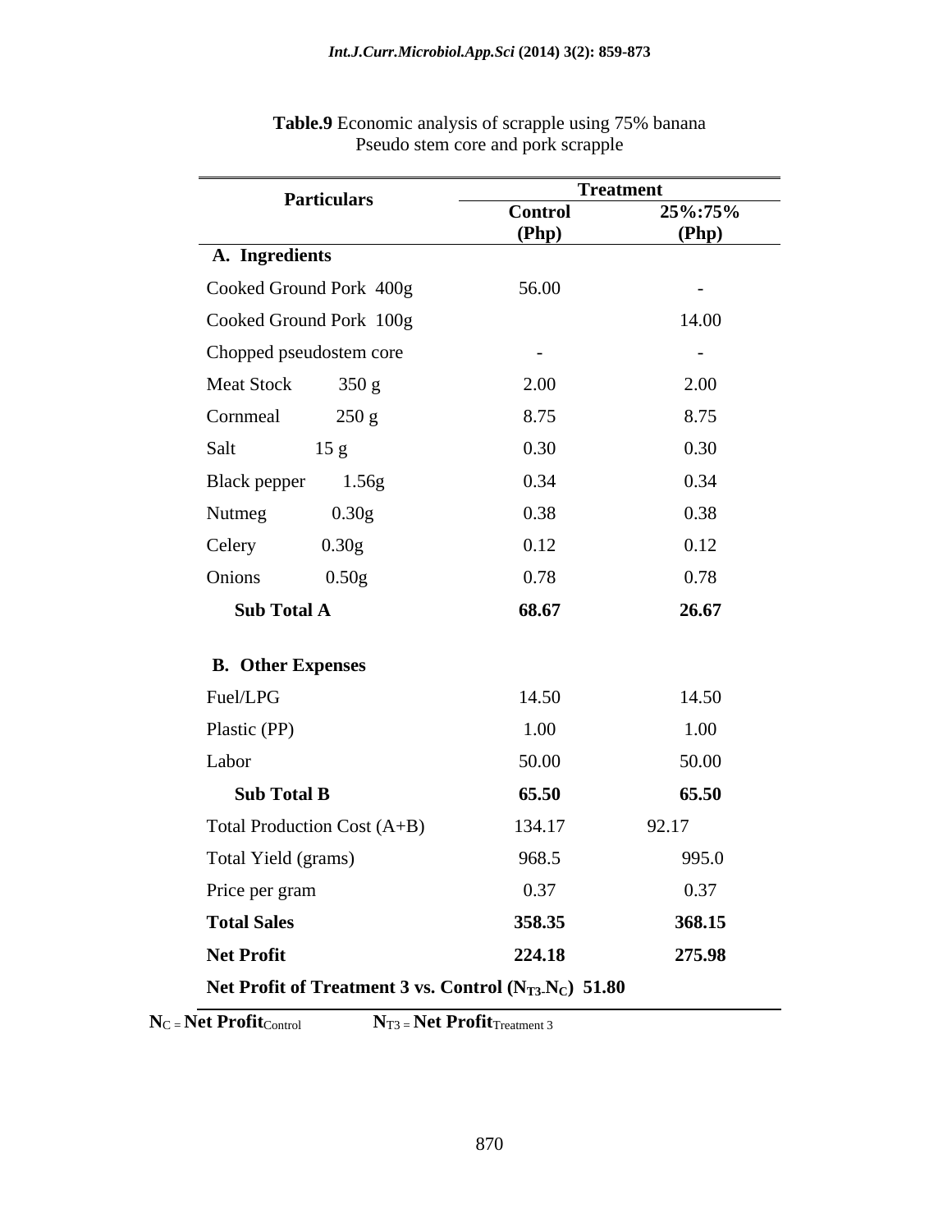**Table.9** Economic analysis of scrapple using 75% banana Pseudo stem core and pork scrapple

| Particulars | Treatment | |
|---|---|---|
| | **Control (Php)** | **25%:75% (Php)** |
| **A. Ingredients** | | |
| Cooked Ground Pork 400g | 56.00 | - |
| Cooked Ground Pork 100g | | 14.00 |
| Chopped pseudostem core | - | - |
| Meat Stock 350 g | 2.00 | 2.00 |
| Cornmeal 250 g | 8.75 | 8.75 |
| Salt 15 g | 0.30 | 0.30 |
| Black pepper 1.56g | 0.34 | 0.34 |
| Nutmeg 0.30g | 0.38 | 0.38 |
| Celery 0.30g | 0.12 | 0.12 |
| Onions 0.50g | 0.78 | 0.78 |
| **Sub Total A** | **68.67** | **26.67** |
| **B. Other Expenses** | | |
| Fuel/LPG | 14.50 | 14.50 |
| Plastic (PP) | 1.00 | 1.00 |
| Labor | 50.00 | 50.00 |
| **Sub Total B** | **65.50** | **65.50** |
| Total Production Cost (A+B) | 134.17 | 92.17 |
| Total Yield (grams) | 968.5 | 995.0 |
| Price per gram | 0.37 | 0.37 |
| **Total Sales** | **358.35** | **368.15** |
| **Net Profit** | **224.18** | **275.98** |
| **Net Profit of Treatment 3 vs. Control ($N_{T3}$-$N_C$) 51.80** | | |

$N_C$ = **Net Profit**$_{Control}$ $N_{T3}$ = **Net Profit**$_{Treatment\ 3}$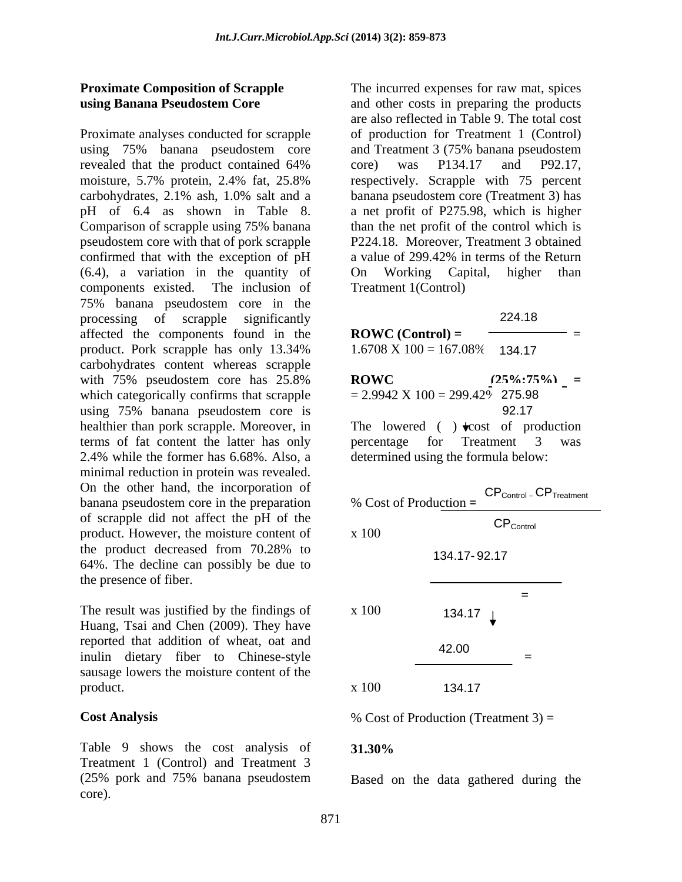### Proximate Composition of Scrapple using Banana Pseudostem Core

Proximate analyses conducted for scrapple using 75% banana pseudostem core revealed that the product contained 64% moisture, 5.7% protein, 2.4% fat, 25.8% carbohydrates, 2.1% ash, 1.0% salt and a pH of 6.4 as shown in Table 8. Comparison of scrapple using 75% banana pseudostem core with that of pork scrapple confirmed that with the exception of pH (6.4), a variation in the quantity of components existed. The inclusion of 75% banana pseudostem core in the processing of scrapple significantly affected the components found in the product. Pork scrapple has only 13.34% carbohydrates content whereas scrapple with 75% pseudostem core has 25.8% which categorically confirms that scrapple using 75% banana pseudostem core is healthier than pork scrapple. Moreover, in terms of fat content the latter has only 2.4% while the former has 6.68%. Also, a minimal reduction in protein was revealed. On the other hand, the incorporation of banana pseudostem core in the preparation of scrapple did not affect the pH of the product. However, the moisture content of the product decreased from 70.28% to 64%. The decline can possibly be due to the presence of fiber.

The result was justified by the findings of Huang, Tsai and Chen (2009). They have reported that addition of wheat, oat and inulin dietary fiber to Chinese-style sausage lowers the moisture content of the product.

### Cost Analysis

Table 9 shows the cost analysis of Treatment 1 (Control) and Treatment 3 (25% pork and 75% banana pseudostem core).

The incurred expenses for raw mat, spices and other costs in preparing the products are also reflected in Table 9. The total cost of production for Treatment 1 (Control) and Treatment 3 (75% banana pseudostem core) was P134.17 and P92.17, respectively. Scrapple with 75 percent banana pseudostem core (Treatment 3) has a net profit of P275.98, which is higher than the net profit of the control which is P224.18. Moreover, Treatment 3 obtained a value of 299.42% in terms of the Return On Working Capital, higher than Treatment 1(Control)

$$\textbf{ROWC (Control)} = \frac{224.18}{134.17} = 1.6708 \times 100 = 167.08\%$$

$$\textbf{ROWC (25\%:75\%)} = \frac{275.98}{92.17} = 2.9942 \times 100 = 299.42\%$$

The lowered ( ↓ ) cost of production percentage for Treatment 3 was determined using the formula below:

$$\% \text{ Cost of Production} = \frac{CP_{Control} - CP_{Treatment}}{CP_{Control}} \times 100$$

$$= \frac{134.17 - 92.17}{134.17} \times 100 = \frac{42.00}{134.17} \times 100$$

% Cost of Production (Treatment 3) = ↓ **31.30%**

Based on the data gathered during the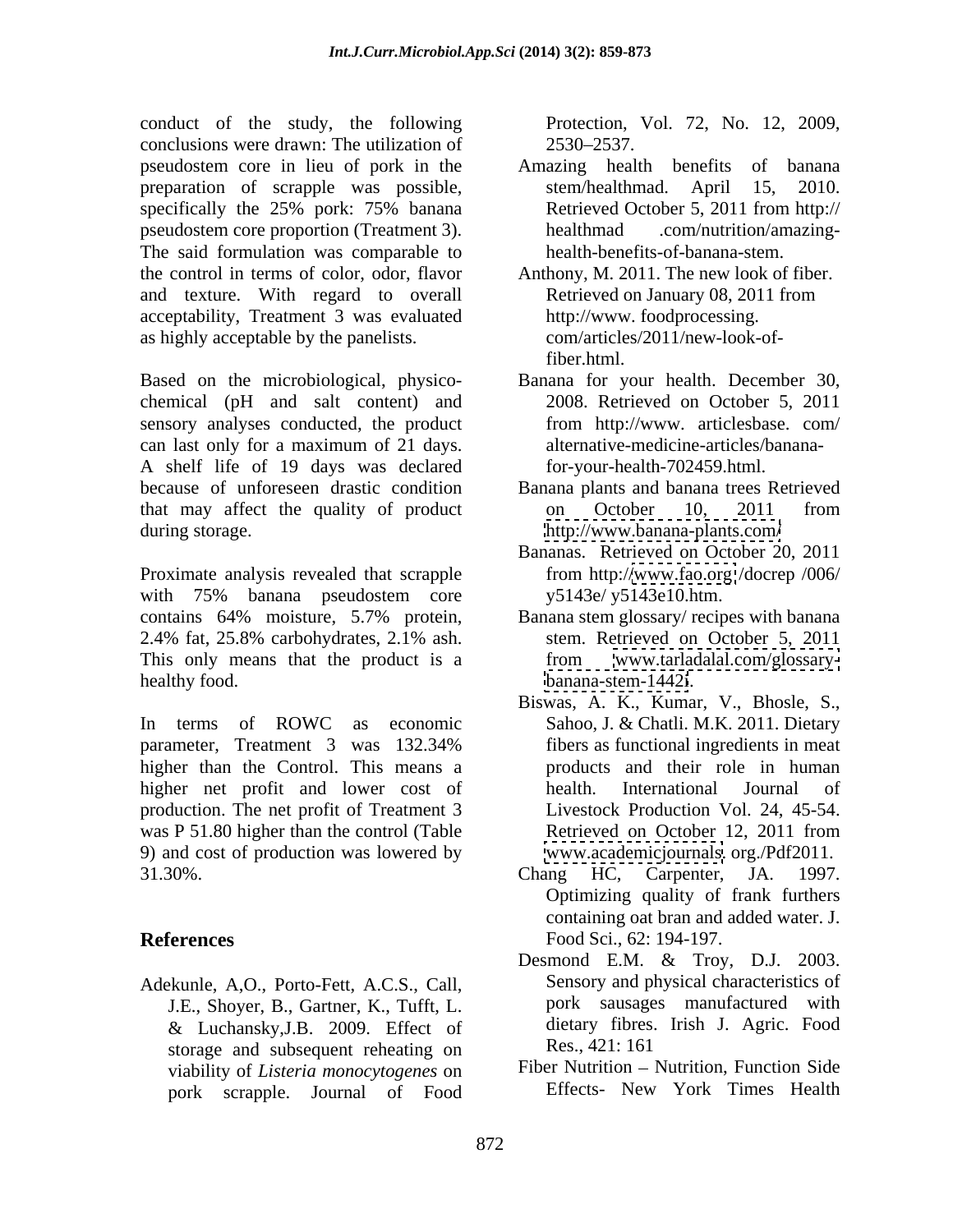conduct of the study, the following conclusions were drawn: The utilization of pseudostem core in lieu of pork in the preparation of scrapple was possible, specifically the 25% pork: 75% banana pseudostem core proportion (Treatment 3). The said formulation was comparable to the control in terms of color, odor, flavor and texture. With regard to overall acceptability, Treatment 3 was evaluated as highly acceptable by the panelists.

Based on the microbiological, physico-chemical (pH and salt content) and sensory analyses conducted, the product can last only for a maximum of 21 days. A shelf life of 19 days was declared because of unforeseen drastic condition that may affect the quality of product during storage.

Proximate analysis revealed that scrapple with 75% banana pseudostem core contains 64% moisture, 5.7% protein, 2.4% fat, 25.8% carbohydrates, 2.1% ash. This only means that the product is a healthy food.

In terms of ROWC as economic parameter, Treatment 3 was 132.34% higher than the Control. This means a higher net profit and lower cost of production. The net profit of Treatment 3 was P 51.80 higher than the control (Table 9) and cost of production was lowered by 31.30%.

## References

Adekunle, A,O., Porto-Fett, A.C.S., Call, J.E., Shoyer, B., Gartner, K., Tufft, L. & Luchansky,J.B. 2009. Effect of storage and subsequent reheating on viability of *Listeria monocytogenes* on pork scrapple. Journal of Food Protection, Vol. 72, No. 12, 2009, 2530–2537.

Amazing health benefits of banana stem/healthmad. April 15, 2010. Retrieved October 5, 2011 from http:// healthmad .com/nutrition/amazing-health-benefits-of-banana-stem.

Anthony, M. 2011. The new look of fiber. Retrieved on January 08, 2011 from http://www. foodprocessing. com/articles/2011/new-look-of-fiber.html.

Banana for your health. December 30, 2008. Retrieved on October 5, 2011 from http://www. articlesbase. com/ alternative-medicine-articles/banana-for-your-health-702459.html.

Banana plants and banana trees Retrieved on October 10, 2011 from http://www.banana-plants.com/

Bananas. Retrieved on October 20, 2011 from http://www.fao.org /docrep /006/ y5143e/ y5143e10.htm.

Banana stem glossary/ recipes with banana stem. Retrieved on October 5, 2011 from www.tarladalal.com/glossary-banana-stem-1442i.

Biswas, A. K., Kumar, V., Bhosle, S., Sahoo, J. & Chatli. M.K. 2011. Dietary fibers as functional ingredients in meat products and their role in human health. International Journal of Livestock Production Vol. 24, 45-54. Retrieved on October 12, 2011 from www.academicjournals org./Pdf2011.

Chang HC, Carpenter, JA. 1997. Optimizing quality of frank furthers containing oat bran and added water. J. Food Sci., 62: 194-197.

Desmond E.M. & Troy, D.J. 2003. Sensory and physical characteristics of pork sausages manufactured with dietary fibres. Irish J. Agric. Food Res., 421: 161

Fiber Nutrition – Nutrition, Function Side Effects- New York Times Health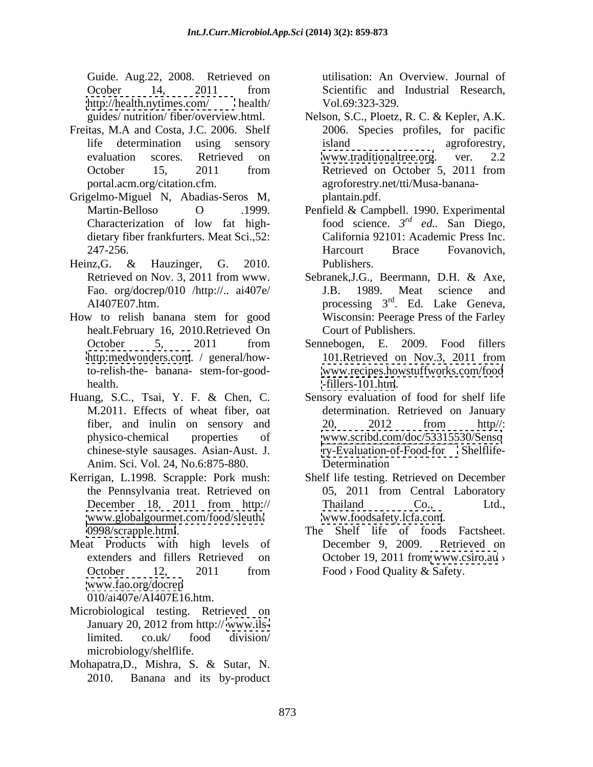Guide. Aug.22, 2008. Retrieved on Ocober 14, 2011 from http://health.nytimes.com/ health/ guides/ nutrition/ fiber/overview.html.

Freitas, M.A and Costa, J.C. 2006. Shelf life determination using sensory evaluation scores. Retrieved on October 15, 2011 from portal.acm.org/citation.cfm.

Grigelmo-Miguel N, Abadias-Seros M, Martin-Belloso O .1999. Characterization of low fat high-dietary fiber frankfurters. Meat Sci.,52: 247-256.

Heinz,G. & Hauzinger, G. 2010. Retrieved on Nov. 3, 2011 from www. Fao. org/docrep/010 /http://.. ai407e/ AI407E07.htm.

How to relish banana stem for good healt.February 16, 2010.Retrieved On October 5, 2011 from http:medwonders.com. / general/how-to-relish-the- banana- stem-for-good-health.

Huang, S.C., Tsai, Y. F. & Chen, C. M.2011. Effects of wheat fiber, oat fiber, and inulin on sensory and physico-chemical properties of chinese-style sausages. Asian-Aust. J. Anim. Sci. Vol. 24, No.6:875-880.

Kerrigan, L.1998. Scrapple: Pork mush: the Pennsylvania treat. Retrieved on December 18, 2011 from http:// www.globalgourmet.com/food/sleuth/ 0998/scrapple.html.

Meat Products with high levels of extenders and fillers Retrieved on October 12, 2011 from www.fao.org/docrep 010/ai407e/AI407E16.htm.

Microbiological testing. Retrieved on January 20, 2012 from http:// www.ils-limited. co.uk/ food division/ microbiology/shelflife.

Mohapatra,D., Mishra, S. & Sutar, N. 2010. Banana and its by-product utilisation: An Overview. Journal of Scientific and Industrial Research, Vol.69:323-329.

Nelson, S.C., Ploetz, R. C. & Kepler, A.K. 2006. Species profiles, for pacific island agroforestry, www.traditionaltree.org. ver. 2.2 Retrieved on October 5, 2011 from agroforestry.net/tti/Musa-banana-plantain.pdf.

Penfield & Campbell. 1990. Experimental food science. *3rd ed.*. San Diego, California 92101: Academic Press Inc. Harcourt Brace Fovanovich, Publishers.

Sebranek,J.G., Beermann, D.H. & Axe, J.B. 1989. Meat science and processing 3rd. Ed. Lake Geneva, Wisconsin: Peerage Press of the Farley Court of Publishers.

Sennebogen, E. 2009. Food fillers 101.Retrieved on Nov.3, 2011 from www.recipes.howstuffworks.com/food -fillers-101.htm.

Sensory evaluation of food for shelf life determination. Retrieved on January 20, 2012 from http//: www.scribd.com/doc/53315530/Sensory-Evaluation-of-Food-for Shelflife-Determination

Shelf life testing. Retrieved on December 05, 2011 from Central Laboratory Thailand Co., Ltd., www.foodsafety.lcfa.com.

The Shelf life of foods Factsheet. December 9, 2009. Retrieved on October 19, 2011 from www.csiro.au › Food › Food Quality & Safety.